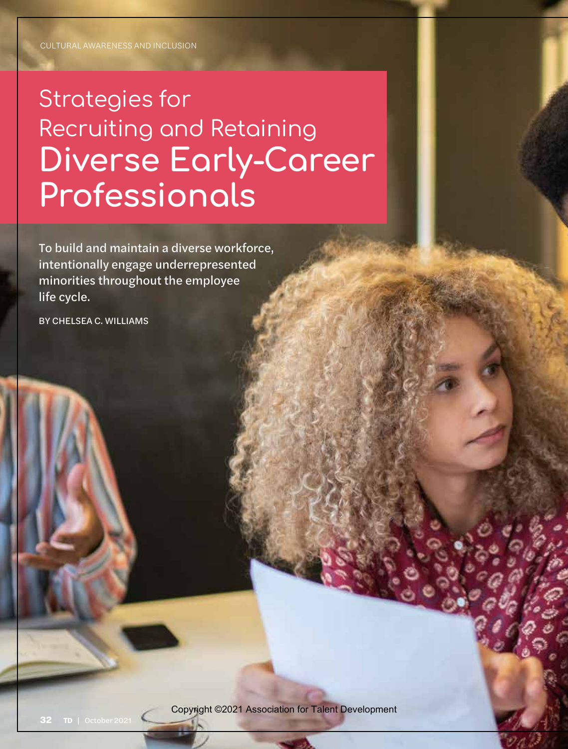CULTURAL AWARENESS AND INCLUSION

# Strategies for Recruiting and Retaining **Diverse Early-Career Professionals**

**To build and maintain a diverse workforce, intentionally engage underrepresented minorities throughout the employee life cycle.**

**BY CHELSEA C. WILLIAMS**

Copyright ©2021 Association for Talent Development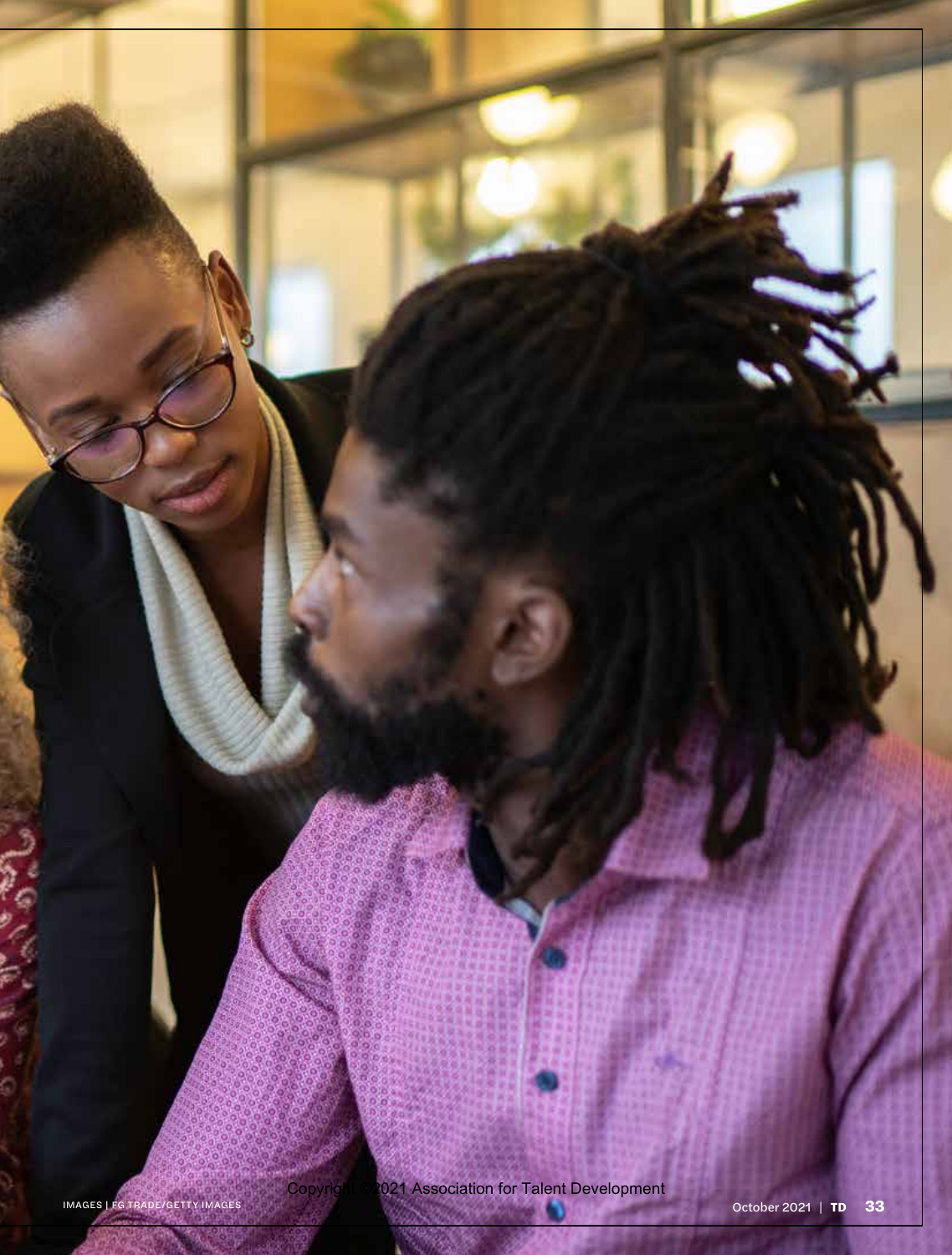IMAGES | FG TRADE/GETTY IMAGES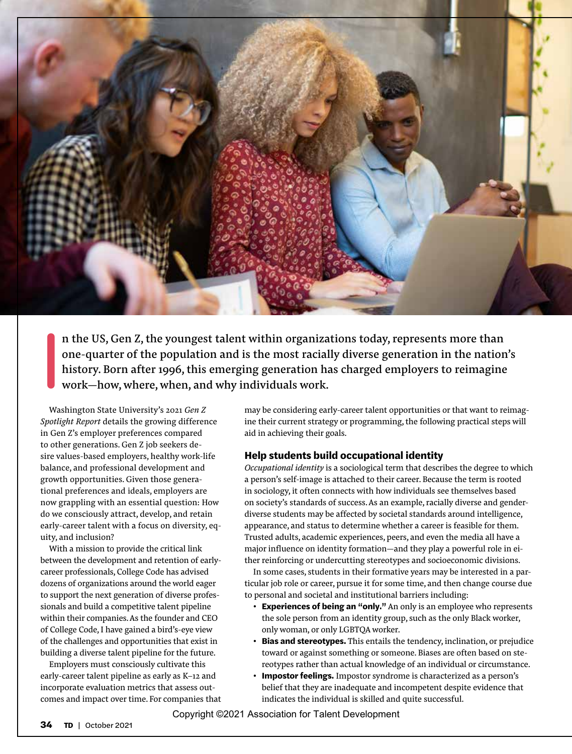In the US, Gen Z, the youngest talent within organizations today, represents more than one-quarter of the population and is the most racially diverse generation in the nation's history. Born after 1996, this emerging generation has charged employers to reimagine work—how, where, when, and why individuals work.

Washington State University's 2021 *Gen Z Spotlight Report* details the growing difference in Gen Z's employer preferences compared to other generations. Gen Z job seekers desire values-based employers, healthy work-life balance, and professional development and growth opportunities. Given those generational preferences and ideals, employers are now grappling with an essential question: How do we consciously attract, develop, and retain early-career talent with a focus on diversity, equity, and inclusion?

With a mission to provide the critical link between the development and retention of early-career professionals, College Code has advised dozens of organizations around the world eager to support the next generation of diverse professionals and build a competitive talent pipeline within their companies. As the founder and CEO of College Code, I have gained a bird's-eye view of the challenges and opportunities that exist in building a diverse talent pipeline for the future.

Employers must consciously cultivate this early-career talent pipeline as early as K–12 and incorporate evaluation metrics that assess outcomes and impact over time. For companies that may be considering early-career talent opportunities or that want to reimagine their current strategy or programming, the following practical steps will aid in achieving their goals.

### Help students build occupational identity

*Occupational identity* is a sociological term that describes the degree to which a person's self-image is attached to their career. Because the term is rooted in sociology, it often connects with how individuals see themselves based on society's standards of success. As an example, racially diverse and gender-diverse students may be affected by societal standards around intelligence, appearance, and status to determine whether a career is feasible for them. Trusted adults, academic experiences, peers, and even the media all have a major influence on identity formation—and they play a powerful role in either reinforcing or undercutting stereotypes and socioeconomic divisions.

In some cases, students in their formative years may be interested in a particular job role or career, pursue it for some time, and then change course due to personal and societal and institutional barriers including:

- **Experiences of being an "only."** An only is an employee who represents the sole person from an identity group, such as the only Black worker, only woman, or only LGBTQA worker.
- **Bias and stereotypes.** This entails the tendency, inclination, or prejudice toward or against something or someone. Biases are often based on stereotypes rather than actual knowledge of an individual or circumstance.
- **Impostor feelings.** Impostor syndrome is characterized as a person's belief that they are inadequate and incompetent despite evidence that indicates the individual is skilled and quite successful.

Copyright ©2021 Association for Talent Development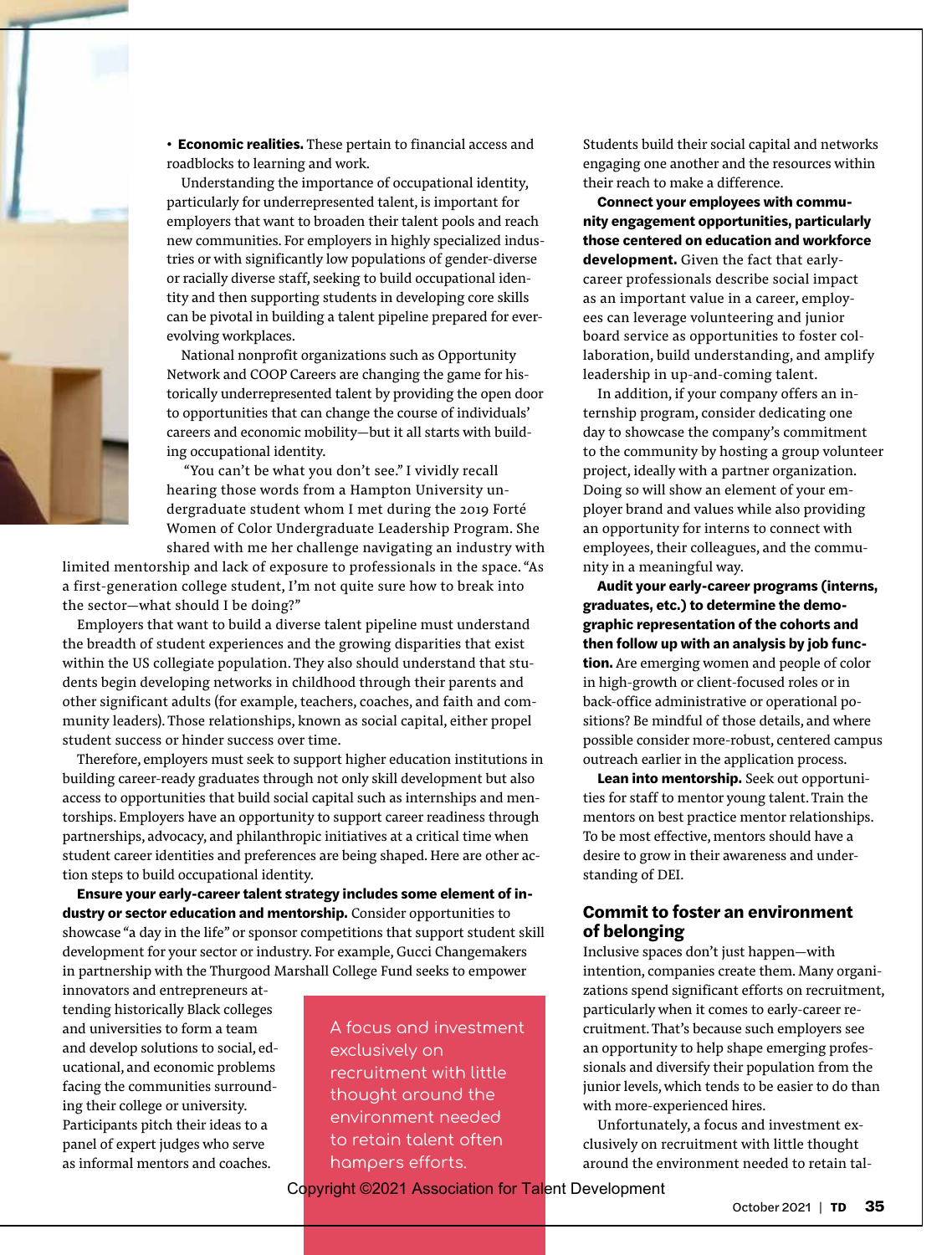- **Economic realities.** These pertain to financial access and roadblocks to learning and work.

Understanding the importance of occupational identity, particularly for underrepresented talent, is important for employers that want to broaden their talent pools and reach new communities. For employers in highly specialized industries or with significantly low populations of gender-diverse or racially diverse staff, seeking to build occupational identity and then supporting students in developing core skills can be pivotal in building a talent pipeline prepared for ever-evolving workplaces.

National nonprofit organizations such as Opportunity Network and COOP Careers are changing the game for historically underrepresented talent by providing the open door to opportunities that can change the course of individuals' careers and economic mobility—but it all starts with building occupational identity.

"You can't be what you don't see." I vividly recall hearing those words from a Hampton University undergraduate student whom I met during the 2019 Forté Women of Color Undergraduate Leadership Program. She shared with me her challenge navigating an industry with limited mentorship and lack of exposure to professionals in the space. "As a first-generation college student, I'm not quite sure how to break into the sector—what should I be doing?"

Employers that want to build a diverse talent pipeline must understand the breadth of student experiences and the growing disparities that exist within the US collegiate population. They also should understand that students begin developing networks in childhood through their parents and other significant adults (for example, teachers, coaches, and faith and community leaders). Those relationships, known as social capital, either propel student success or hinder success over time.

Therefore, employers must seek to support higher education institutions in building career-ready graduates through not only skill development but also access to opportunities that build social capital such as internships and mentorships. Employers have an opportunity to support career readiness through partnerships, advocacy, and philanthropic initiatives at a critical time when student career identities and preferences are being shaped. Here are other action steps to build occupational identity.

**Ensure your early-career talent strategy includes some element of industry or sector education and mentorship.** Consider opportunities to showcase "a day in the life" or sponsor competitions that support student skill development for your sector or industry. For example, Gucci Changemakers in partnership with the Thurgood Marshall College Fund seeks to empower innovators and entrepreneurs attending historically Black colleges and universities to form a team and develop solutions to social, educational, and economic problems facing the communities surrounding their college or university. Participants pitch their ideas to a panel of expert judges who serve as informal mentors and coaches. Students build their social capital and networks engaging one another and the resources within their reach to make a difference.

A focus and investment exclusively on recruitment with little thought around the environment needed to retain talent often hampers efforts.

**Connect your employees with community engagement opportunities, particularly those centered on education and workforce development.** Given the fact that early-career professionals describe social impact as an important value in a career, employees can leverage volunteering and junior board service as opportunities to foster collaboration, build understanding, and amplify leadership in up-and-coming talent.

In addition, if your company offers an internship program, consider dedicating one day to showcase the company's commitment to the community by hosting a group volunteer project, ideally with a partner organization. Doing so will show an element of your employer brand and values while also providing an opportunity for interns to connect with employees, their colleagues, and the community in a meaningful way.

**Audit your early-career programs (interns, graduates, etc.) to determine the demographic representation of the cohorts and then follow up with an analysis by job function.** Are emerging women and people of color in high-growth or client-focused roles or in back-office administrative or operational positions? Be mindful of those details, and where possible consider more-robust, centered campus outreach earlier in the application process.

**Lean into mentorship.** Seek out opportunities for staff to mentor young talent. Train the mentors on best practice mentor relationships. To be most effective, mentors should have a desire to grow in their awareness and understanding of DEI.

## Commit to foster an environment of belonging

Inclusive spaces don't just happen—with intention, companies create them. Many organizations spend significant efforts on recruitment, particularly when it comes to early-career recruitment. That's because such employers see an opportunity to help shape emerging professionals and diversify their population from the junior levels, which tends to be easier to do than with more-experienced hires.

Unfortunately, a focus and investment exclusively on recruitment with little thought around the environment needed to retain tal-

Copyright ©2021 Association for Talent Development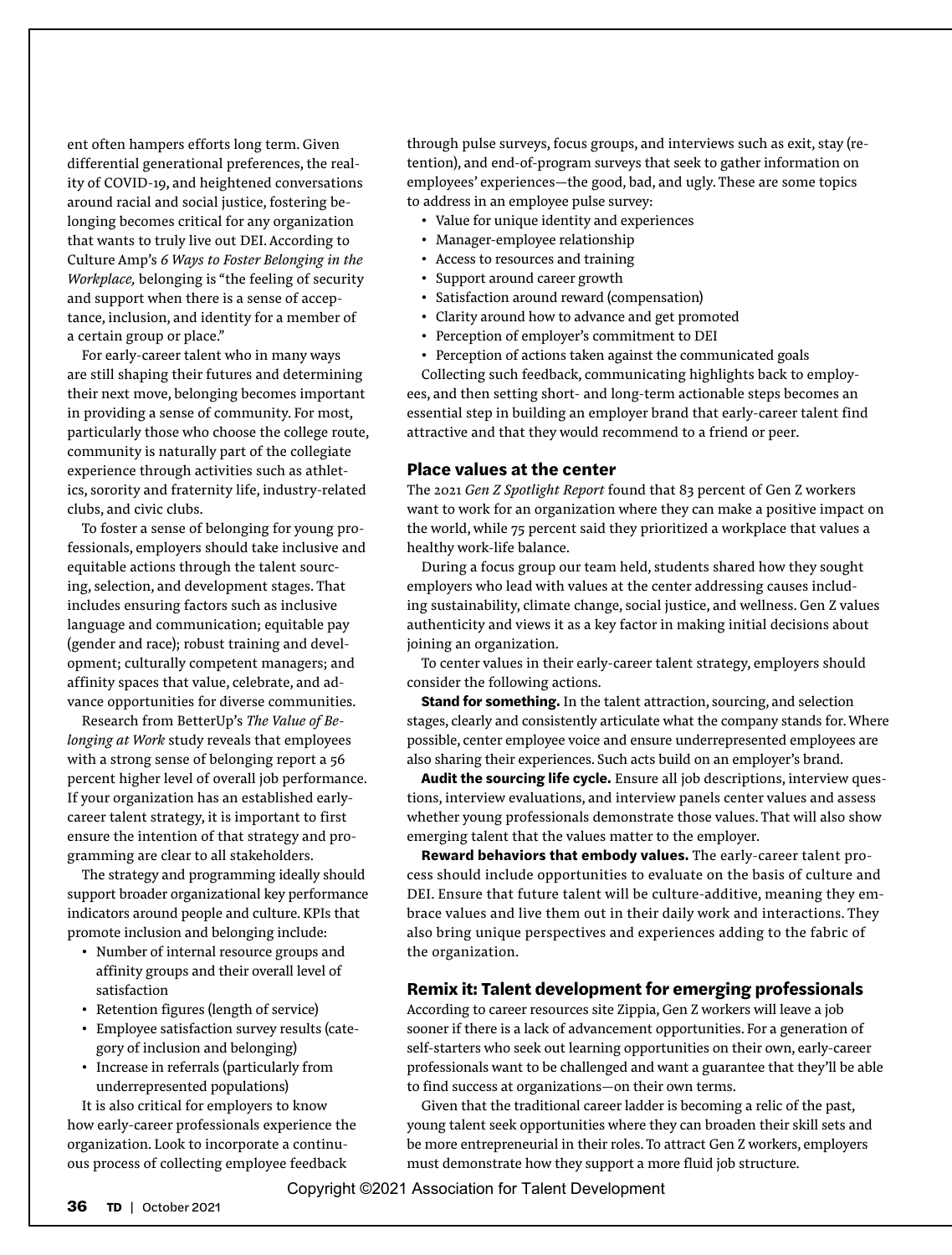ent often hampers efforts long term. Given differential generational preferences, the reality of COVID-19, and heightened conversations around racial and social justice, fostering belonging becomes critical for any organization that wants to truly live out DEI. According to Culture Amp's *6 Ways to Foster Belonging in the Workplace,* belonging is "the feeling of security and support when there is a sense of acceptance, inclusion, and identity for a member of a certain group or place."

For early-career talent who in many ways are still shaping their futures and determining their next move, belonging becomes important in providing a sense of community. For most, particularly those who choose the college route, community is naturally part of the collegiate experience through activities such as athletics, sorority and fraternity life, industry-related clubs, and civic clubs.

To foster a sense of belonging for young professionals, employers should take inclusive and equitable actions through the talent sourcing, selection, and development stages. That includes ensuring factors such as inclusive language and communication; equitable pay (gender and race); robust training and development; culturally competent managers; and affinity spaces that value, celebrate, and advance opportunities for diverse communities.

Research from BetterUp's *The Value of Belonging at Work* study reveals that employees with a strong sense of belonging report a 56 percent higher level of overall job performance. If your organization has an established early-career talent strategy, it is important to first ensure the intention of that strategy and programming are clear to all stakeholders.

The strategy and programming ideally should support broader organizational key performance indicators around people and culture. KPIs that promote inclusion and belonging include:

- Number of internal resource groups and affinity groups and their overall level of satisfaction
- Retention figures (length of service)
- Employee satisfaction survey results (category of inclusion and belonging)
- Increase in referrals (particularly from underrepresented populations)

It is also critical for employers to know how early-career professionals experience the organization. Look to incorporate a continuous process of collecting employee feedback through pulse surveys, focus groups, and interviews such as exit, stay (retention), and end-of-program surveys that seek to gather information on employees' experiences—the good, bad, and ugly. These are some topics to address in an employee pulse survey:

- Value for unique identity and experiences
- Manager-employee relationship
- Access to resources and training
- Support around career growth
- Satisfaction around reward (compensation)
- Clarity around how to advance and get promoted
- Perception of employer's commitment to DEI
- Perception of actions taken against the communicated goals

Collecting such feedback, communicating highlights back to employees, and then setting short- and long-term actionable steps becomes an essential step in building an employer brand that early-career talent find attractive and that they would recommend to a friend or peer.

### Place values at the center

The 2021 *Gen Z Spotlight Report* found that 83 percent of Gen Z workers want to work for an organization where they can make a positive impact on the world, while 75 percent said they prioritized a workplace that values a healthy work-life balance.

During a focus group our team held, students shared how they sought employers who lead with values at the center addressing causes including sustainability, climate change, social justice, and wellness. Gen Z values authenticity and views it as a key factor in making initial decisions about joining an organization.

To center values in their early-career talent strategy, employers should consider the following actions.

**Stand for something.** In the talent attraction, sourcing, and selection stages, clearly and consistently articulate what the company stands for. Where possible, center employee voice and ensure underrepresented employees are also sharing their experiences. Such acts build on an employer's brand.

**Audit the sourcing life cycle.** Ensure all job descriptions, interview questions, interview evaluations, and interview panels center values and assess whether young professionals demonstrate those values. That will also show emerging talent that the values matter to the employer.

**Reward behaviors that embody values.** The early-career talent process should include opportunities to evaluate on the basis of culture and DEI. Ensure that future talent will be culture-additive, meaning they embrace values and live them out in their daily work and interactions. They also bring unique perspectives and experiences adding to the fabric of the organization.

### Remix it: Talent development for emerging professionals

According to career resources site Zippia, Gen Z workers will leave a job sooner if there is a lack of advancement opportunities. For a generation of self-starters who seek out learning opportunities on their own, early-career professionals want to be challenged and want a guarantee that they'll be able to find success at organizations—on their own terms.

Given that the traditional career ladder is becoming a relic of the past, young talent seek opportunities where they can broaden their skill sets and be more entrepreneurial in their roles. To attract Gen Z workers, employers must demonstrate how they support a more fluid job structure.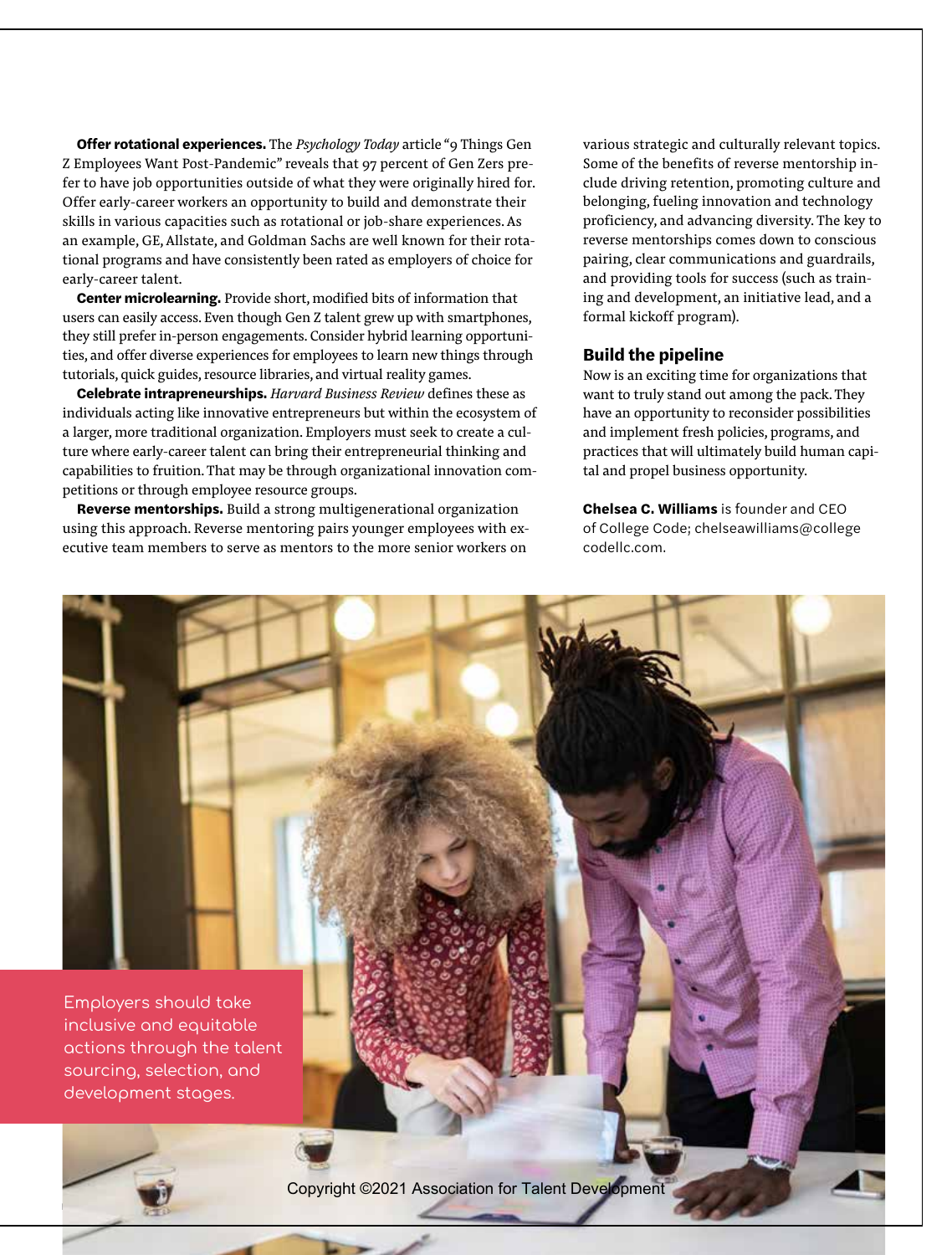**Offer rotational experiences.** The *Psychology Today* article "9 Things Gen Z Employees Want Post-Pandemic" reveals that 97 percent of Gen Zers prefer to have job opportunities outside of what they were originally hired for. Offer early-career workers an opportunity to build and demonstrate their skills in various capacities such as rotational or job-share experiences. As an example, GE, Allstate, and Goldman Sachs are well known for their rotational programs and have consistently been rated as employers of choice for early-career talent.

**Center microlearning.** Provide short, modified bits of information that users can easily access. Even though Gen Z talent grew up with smartphones, they still prefer in-person engagements. Consider hybrid learning opportunities, and offer diverse experiences for employees to learn new things through tutorials, quick guides, resource libraries, and virtual reality games.

**Celebrate intrapreneurships.** *Harvard Business Review* defines these as individuals acting like innovative entrepreneurs but within the ecosystem of a larger, more traditional organization. Employers must seek to create a culture where early-career talent can bring their entrepreneurial thinking and capabilities to fruition. That may be through organizational innovation competitions or through employee resource groups.

**Reverse mentorships.** Build a strong multigenerational organization using this approach. Reverse mentoring pairs younger employees with executive team members to serve as mentors to the more senior workers on various strategic and culturally relevant topics. Some of the benefits of reverse mentorship include driving retention, promoting culture and belonging, fueling innovation and technology proficiency, and advancing diversity. The key to reverse mentorships comes down to conscious pairing, clear communications and guardrails, and providing tools for success (such as training and development, an initiative lead, and a formal kickoff program).

## Build the pipeline

Now is an exciting time for organizations that want to truly stand out among the pack. They have an opportunity to reconsider possibilities and implement fresh policies, programs, and practices that will ultimately build human capital and propel business opportunity.

**Chelsea C. Williams** is founder and CEO of College Code; chelseawilliams@collegecodellc.com.

Employers should take inclusive and equitable actions through the talent sourcing, selection, and development stages.

Copyright ©2021 Association for Talent Development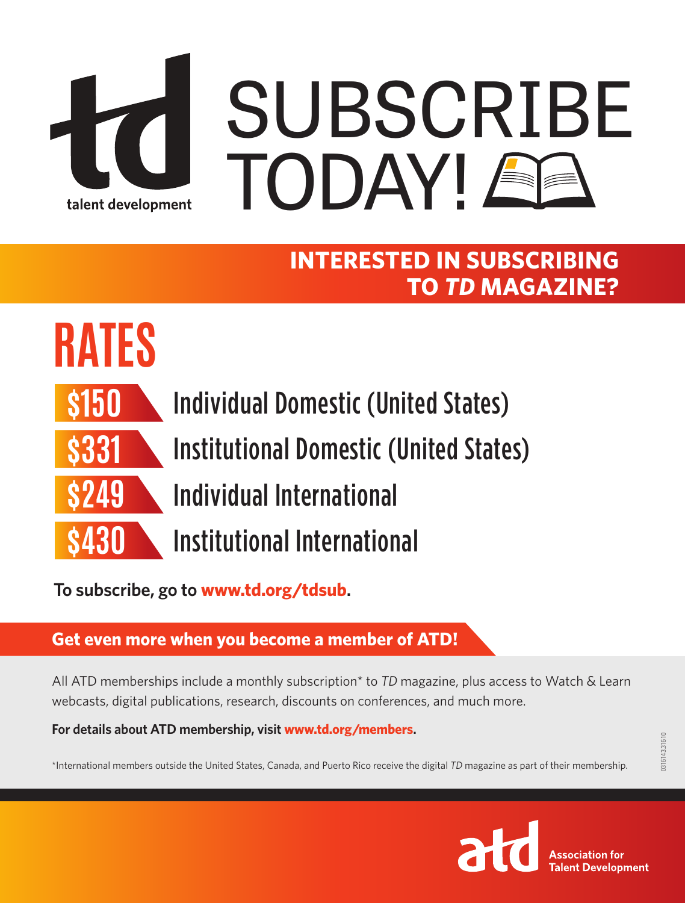talent development

# SUBSCRIBE TODAY!

## INTERESTED IN SUBSCRIBING TO *TD* MAGAZINE?

# RATES

- **$150** Individual Domestic (United States)
- **$331** Institutional Domestic (United States)
- **$249** Individual International
- **$430** Institutional International

**To subscribe, go to www.td.org/tdsub.**

## Get even more when you become a member of ATD!

All ATD memberships include a monthly subscription* to *TD* magazine, plus access to Watch & Learn webcasts, digital publications, research, discounts on conferences, and much more.

**For details about ATD membership, visit www.td.org/members.**

*International members outside the United States, Canada, and Puerto Rico receive the digital *TD* magazine as part of their membership.

031614.31610

atd Association for Talent Development